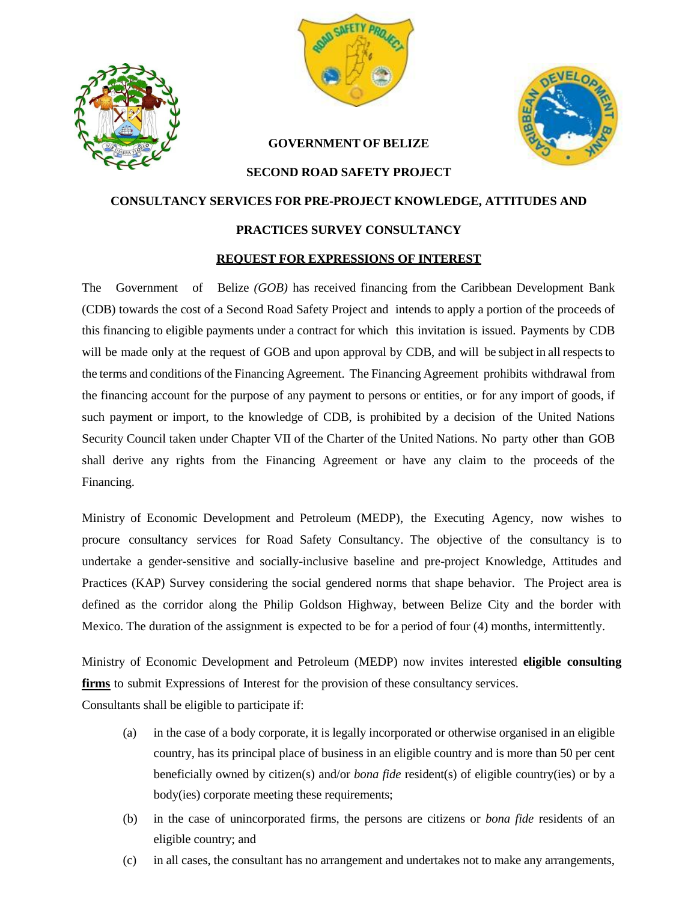**GOVERNMENT OF BELIZE**

**SECOND ROAD SAFETY PROJECT**

**CONSULTANCY SERVICES FOR PRE-PROJECT KNOWLEDGE, ATTITUDES AND PRACTICES SURVEY CONSULTANCY**

**REQUEST FOR EXPRESSIONS OF INTEREST**

The Government of Belize *(GOB)* has received financing from the Caribbean Development Bank (CDB) towards the cost of a Second Road Safety Project and intends to apply a portion of the proceeds of this financing to eligible payments under a contract for which this invitation is issued. Payments by CDB will be made only at the request of GOB and upon approval by CDB, and will be subject in all respects to the terms and conditions of the Financing Agreement. The Financing Agreement prohibits withdrawal from the financing account for the purpose of any payment to persons or entities, or for any import of goods, if such payment or import, to the knowledge of CDB, is prohibited by a decision of the United Nations Security Council taken under Chapter VII of the Charter of the United Nations. No party other than GOB shall derive any rights from the Financing Agreement or have any claim to the proceeds of the Financing.

Ministry of Economic Development and Petroleum (MEDP), the Executing Agency, now wishes to procure consultancy services for Road Safety Consultancy. The objective of the consultancy is to undertake a gender-sensitive and socially-inclusive baseline and pre-project Knowledge, Attitudes and Practices (KAP) Survey considering the social gendered norms that shape behavior. The Project area is defined as the corridor along the Philip Goldson Highway, between Belize City and the border with Mexico. The duration of the assignment is expected to be for a period of four (4) months, intermittently.

Ministry of Economic Development and Petroleum (MEDP) now invites interested **eligible consulting firms** to submit Expressions of Interest for the provision of these consultancy services.

Consultants shall be eligible to participate if:

(a) in the case of a body corporate, it is legally incorporated or otherwise organised in an eligible country, has its principal place of business in an eligible country and is more than 50 per cent beneficially owned by citizen(s) and/or *bona fide* resident(s) of eligible country(ies) or by a body(ies) corporate meeting these requirements;

(b) in the case of unincorporated firms, the persons are citizens or *bona fide* residents of an eligible country; and

(c) in all cases, the consultant has no arrangement and undertakes not to make any arrangements,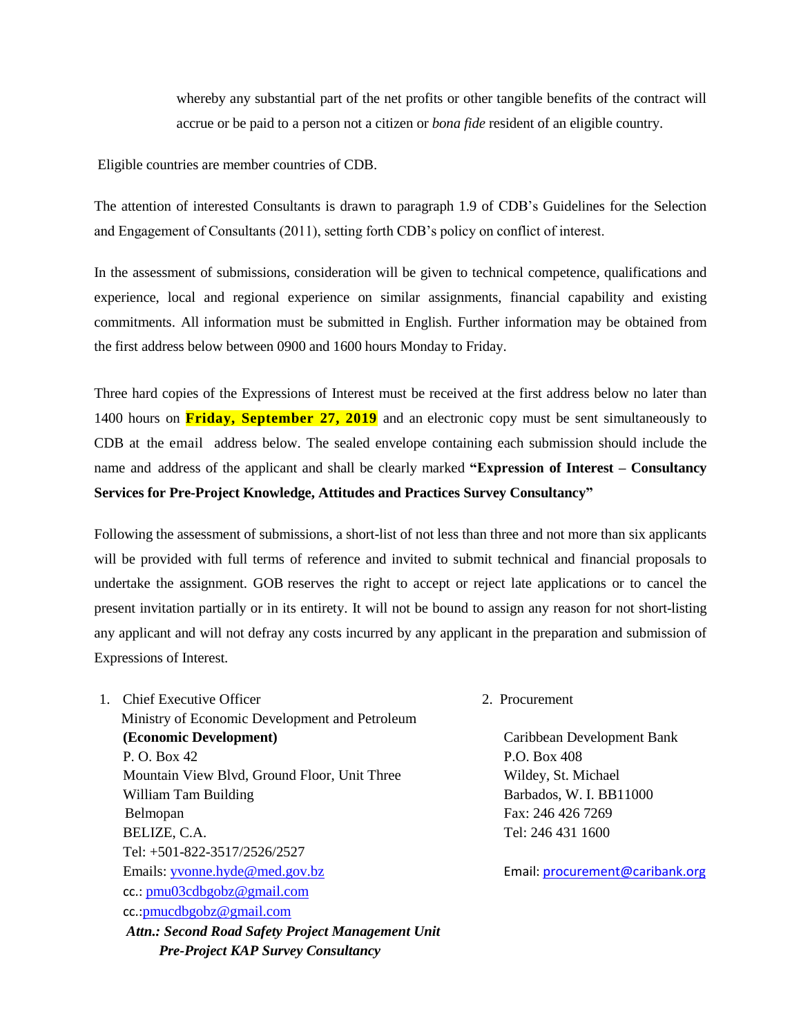whereby any substantial part of the net profits or other tangible benefits of the contract will accrue or be paid to a person not a citizen or *bona fide* resident of an eligible country.

Eligible countries are member countries of CDB.

The attention of interested Consultants is drawn to paragraph 1.9 of CDB's Guidelines for the Selection and Engagement of Consultants (2011), setting forth CDB's policy on conflict of interest.

In the assessment of submissions, consideration will be given to technical competence, qualifications and experience, local and regional experience on similar assignments, financial capability and existing commitments. All information must be submitted in English. Further information may be obtained from the first address below between 0900 and 1600 hours Monday to Friday.

Three hard copies of the Expressions of Interest must be received at the first address below no later than 1400 hours on **Friday, September 27, 2019** and an electronic copy must be sent simultaneously to CDB at the email address below. The sealed envelope containing each submission should include the name and address of the applicant and shall be clearly marked **"Expression of Interest – Consultancy Services for Pre-Project Knowledge, Attitudes and Practices Survey Consultancy"**

Following the assessment of submissions, a short-list of not less than three and not more than six applicants will be provided with full terms of reference and invited to submit technical and financial proposals to undertake the assignment. GOB reserves the right to accept or reject late applications or to cancel the present invitation partially or in its entirety. It will not be bound to assign any reason for not short-listing any applicant and will not defray any costs incurred by any applicant in the preparation and submission of Expressions of Interest.

1. Chief Executive Officer
   Ministry of Economic Development and Petroleum
   **(Economic Development)**
   P. O. Box 42
   Mountain View Blvd, Ground Floor, Unit Three
   William Tam Building
   Belmopan
   BELIZE, C.A.
   Tel: +501-822-3517/2526/2527
   Emails: yvonne.hyde@med.gov.bz
   cc.: pmu03cdbgobz@gmail.com
   cc.:pmucdbgobz@gmail.com
   ***Attn.: Second Road Safety Project Management Unit***
   ***Pre-Project KAP Survey Consultancy***

2. Procurement

   Caribbean Development Bank
   P.O. Box 408
   Wildey, St. Michael
   Barbados, W. I. BB11000
   Fax: 246 426 7269
   Tel: 246 431 1600

   Email: procurement@caribank.org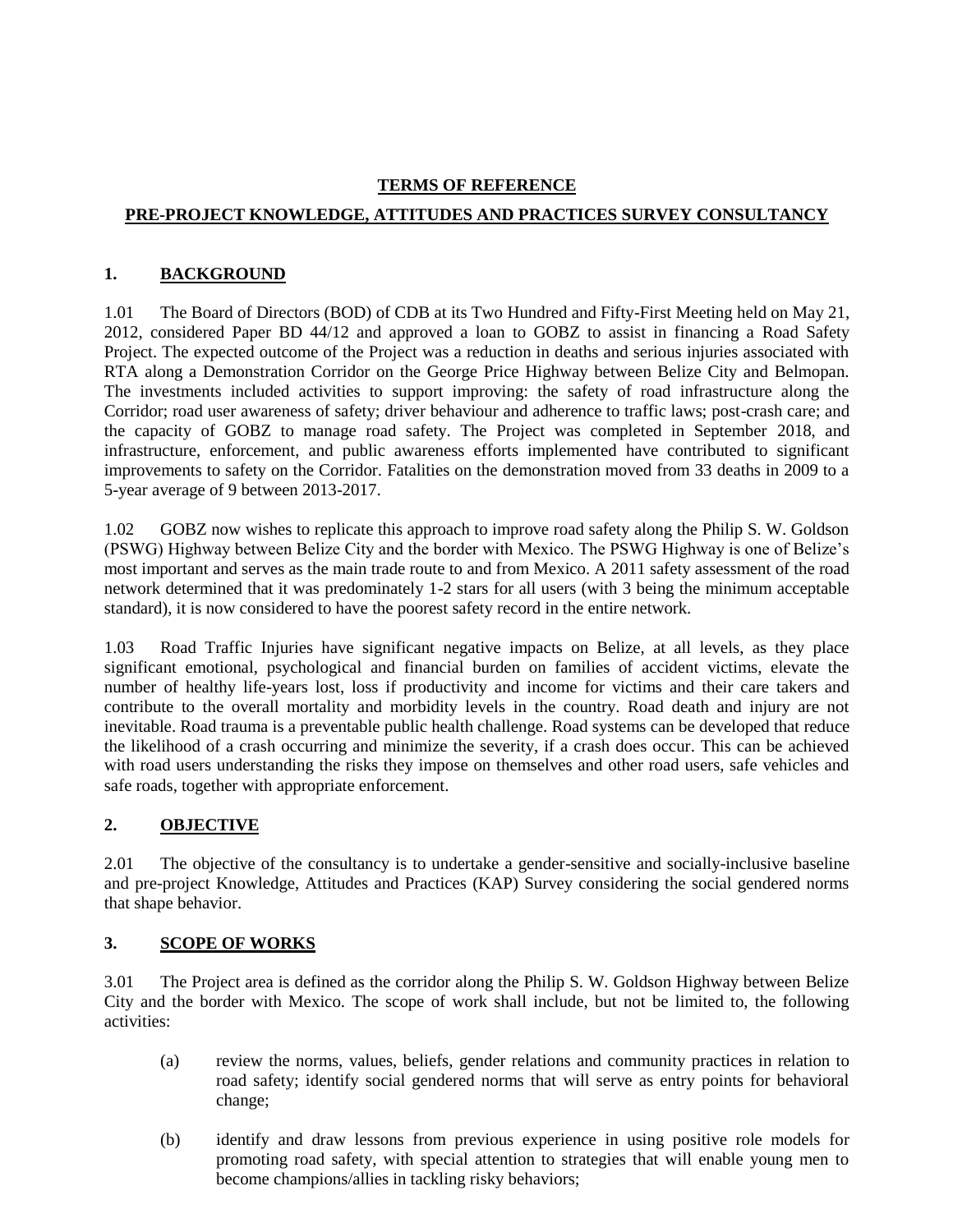**TERMS OF REFERENCE**

**PRE-PROJECT KNOWLEDGE, ATTITUDES AND PRACTICES SURVEY CONSULTANCY**

## 1. BACKGROUND

1.01 The Board of Directors (BOD) of CDB at its Two Hundred and Fifty-First Meeting held on May 21, 2012, considered Paper BD 44/12 and approved a loan to GOBZ to assist in financing a Road Safety Project. The expected outcome of the Project was a reduction in deaths and serious injuries associated with RTA along a Demonstration Corridor on the George Price Highway between Belize City and Belmopan. The investments included activities to support improving: the safety of road infrastructure along the Corridor; road user awareness of safety; driver behaviour and adherence to traffic laws; post-crash care; and the capacity of GOBZ to manage road safety. The Project was completed in September 2018, and infrastructure, enforcement, and public awareness efforts implemented have contributed to significant improvements to safety on the Corridor. Fatalities on the demonstration moved from 33 deaths in 2009 to a 5-year average of 9 between 2013-2017.

1.02 GOBZ now wishes to replicate this approach to improve road safety along the Philip S. W. Goldson (PSWG) Highway between Belize City and the border with Mexico. The PSWG Highway is one of Belize's most important and serves as the main trade route to and from Mexico. A 2011 safety assessment of the road network determined that it was predominately 1-2 stars for all users (with 3 being the minimum acceptable standard), it is now considered to have the poorest safety record in the entire network.

1.03 Road Traffic Injuries have significant negative impacts on Belize, at all levels, as they place significant emotional, psychological and financial burden on families of accident victims, elevate the number of healthy life-years lost, loss if productivity and income for victims and their care takers and contribute to the overall mortality and morbidity levels in the country. Road death and injury are not inevitable. Road trauma is a preventable public health challenge. Road systems can be developed that reduce the likelihood of a crash occurring and minimize the severity, if a crash does occur. This can be achieved with road users understanding the risks they impose on themselves and other road users, safe vehicles and safe roads, together with appropriate enforcement.

## 2. OBJECTIVE

2.01 The objective of the consultancy is to undertake a gender-sensitive and socially-inclusive baseline and pre-project Knowledge, Attitudes and Practices (KAP) Survey considering the social gendered norms that shape behavior.

## 3. SCOPE OF WORKS

3.01 The Project area is defined as the corridor along the Philip S. W. Goldson Highway between Belize City and the border with Mexico. The scope of work shall include, but not be limited to, the following activities:

(a) review the norms, values, beliefs, gender relations and community practices in relation to road safety; identify social gendered norms that will serve as entry points for behavioral change;

(b) identify and draw lessons from previous experience in using positive role models for promoting road safety, with special attention to strategies that will enable young men to become champions/allies in tackling risky behaviors;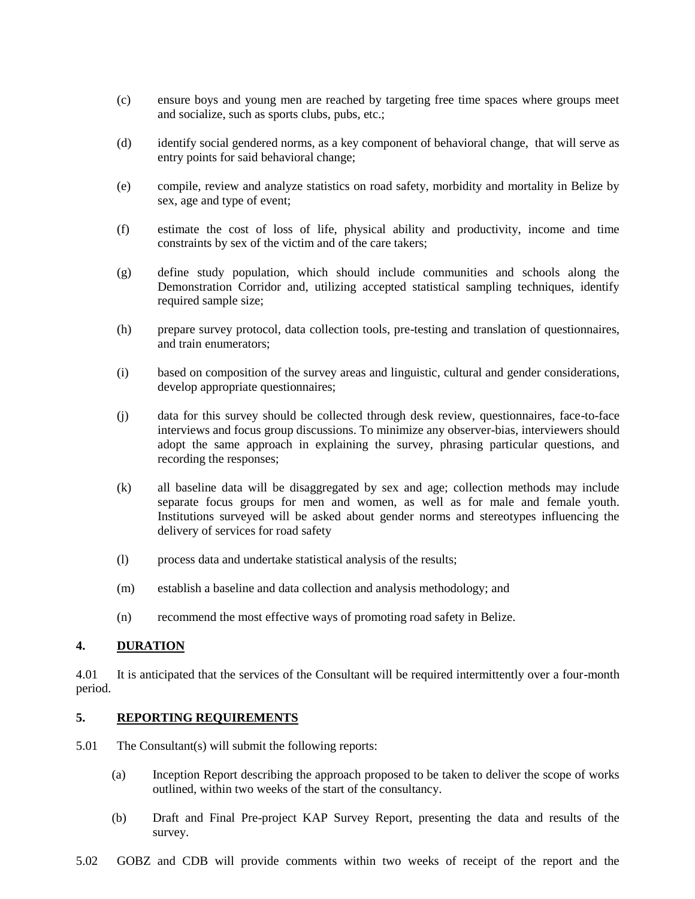(c) ensure boys and young men are reached by targeting free time spaces where groups meet and socialize, such as sports clubs, pubs, etc.;

(d) identify social gendered norms, as a key component of behavioral change, that will serve as entry points for said behavioral change;

(e) compile, review and analyze statistics on road safety, morbidity and mortality in Belize by sex, age and type of event;

(f) estimate the cost of loss of life, physical ability and productivity, income and time constraints by sex of the victim and of the care takers;

(g) define study population, which should include communities and schools along the Demonstration Corridor and, utilizing accepted statistical sampling techniques, identify required sample size;

(h) prepare survey protocol, data collection tools, pre-testing and translation of questionnaires, and train enumerators;

(i) based on composition of the survey areas and linguistic, cultural and gender considerations, develop appropriate questionnaires;

(j) data for this survey should be collected through desk review, questionnaires, face-to-face interviews and focus group discussions. To minimize any observer-bias, interviewers should adopt the same approach in explaining the survey, phrasing particular questions, and recording the responses;

(k) all baseline data will be disaggregated by sex and age; collection methods may include separate focus groups for men and women, as well as for male and female youth. Institutions surveyed will be asked about gender norms and stereotypes influencing the delivery of services for road safety

(l) process data and undertake statistical analysis of the results;

(m) establish a baseline and data collection and analysis methodology; and

(n) recommend the most effective ways of promoting road safety in Belize.

## 4. DURATION

4.01 It is anticipated that the services of the Consultant will be required intermittently over a four-month period.

## 5. REPORTING REQUIREMENTS

5.01 The Consultant(s) will submit the following reports:

(a) Inception Report describing the approach proposed to be taken to deliver the scope of works outlined, within two weeks of the start of the consultancy.

(b) Draft and Final Pre-project KAP Survey Report, presenting the data and results of the survey.

5.02 GOBZ and CDB will provide comments within two weeks of receipt of the report and the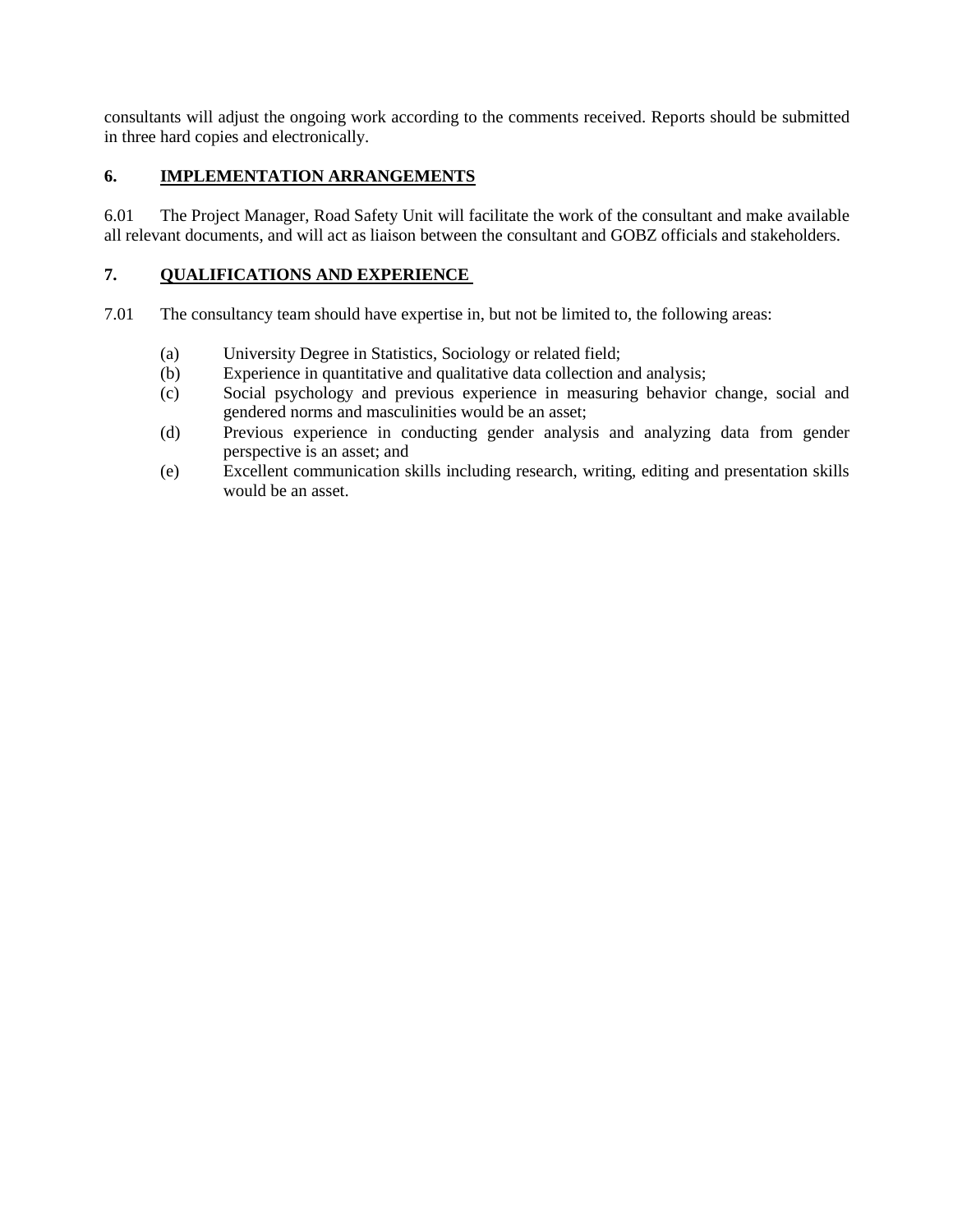consultants will adjust the ongoing work according to the comments received. Reports should be submitted in three hard copies and electronically.

## 6. IMPLEMENTATION ARRANGEMENTS

6.01 The Project Manager, Road Safety Unit will facilitate the work of the consultant and make available all relevant documents, and will act as liaison between the consultant and GOBZ officials and stakeholders.

## 7. QUALIFICATIONS AND EXPERIENCE

7.01 The consultancy team should have expertise in, but not be limited to, the following areas:

(a) University Degree in Statistics, Sociology or related field;

(b) Experience in quantitative and qualitative data collection and analysis;

(c) Social psychology and previous experience in measuring behavior change, social and gendered norms and masculinities would be an asset;

(d) Previous experience in conducting gender analysis and analyzing data from gender perspective is an asset; and

(e) Excellent communication skills including research, writing, editing and presentation skills would be an asset.